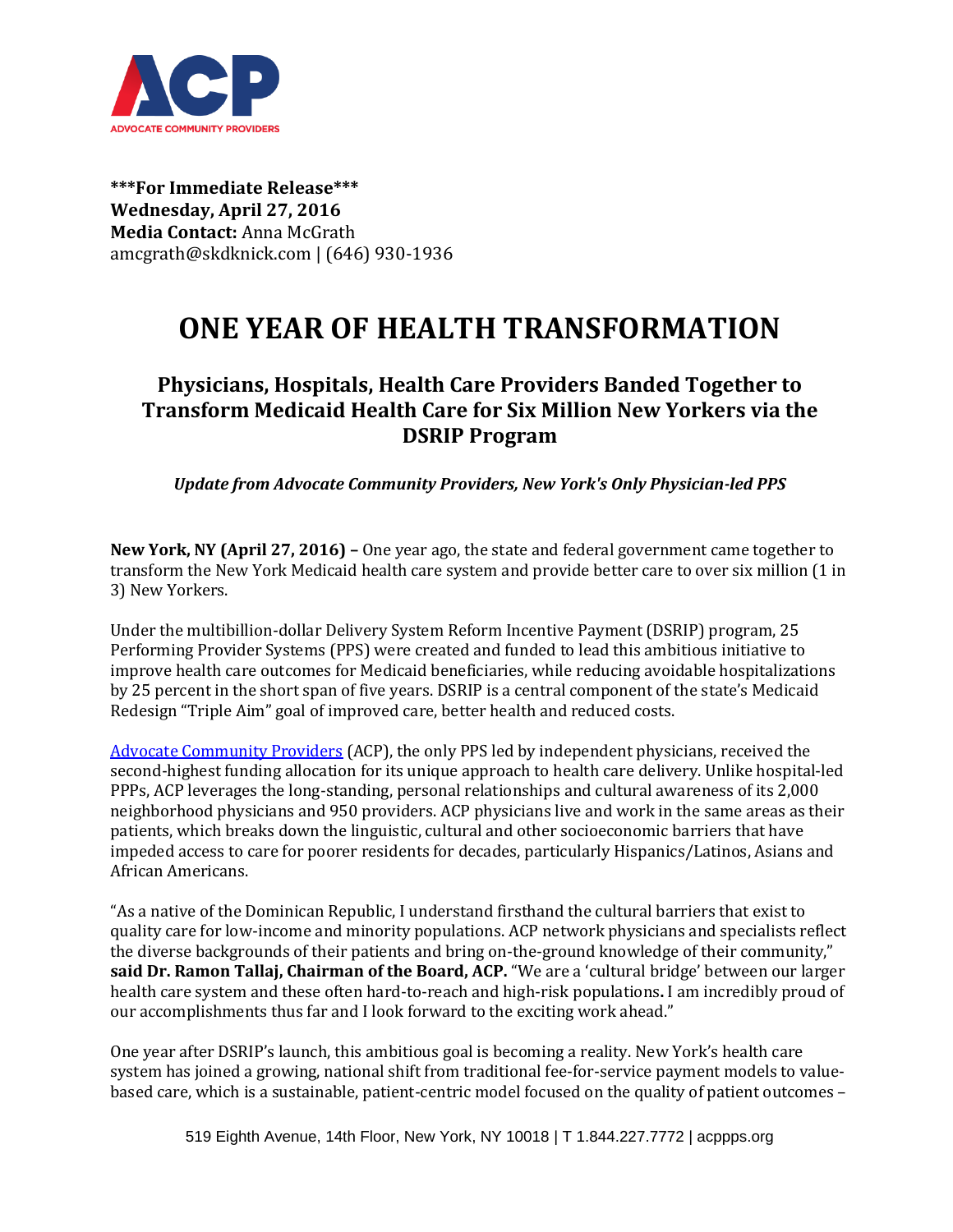ACP
ADVOCATE COMMUNITY PROVIDERS

**\*\*\*For Immediate Release\*\*\***
**Wednesday, April 27, 2016**
**Media Contact:** Anna McGrath
amcgrath@skdknick.com | (646) 930-1936

# ONE YEAR OF HEALTH TRANSFORMATION

## Physicians, Hospitals, Health Care Providers Banded Together to Transform Medicaid Health Care for Six Million New Yorkers via the DSRIP Program

***Update from Advocate Community Providers, New York's Only Physician-led PPS***

**New York, NY (April 27, 2016) –** One year ago, the state and federal government came together to transform the New York Medicaid health care system and provide better care to over six million (1 in 3) New Yorkers.

Under the multibillion-dollar Delivery System Reform Incentive Payment (DSRIP) program, 25 Performing Provider Systems (PPS) were created and funded to lead this ambitious initiative to improve health care outcomes for Medicaid beneficiaries, while reducing avoidable hospitalizations by 25 percent in the short span of five years. DSRIP is a central component of the state's Medicaid Redesign "Triple Aim" goal of improved care, better health and reduced costs.

Advocate Community Providers (ACP), the only PPS led by independent physicians, received the second-highest funding allocation for its unique approach to health care delivery. Unlike hospital-led PPPs, ACP leverages the long-standing, personal relationships and cultural awareness of its 2,000 neighborhood physicians and 950 providers. ACP physicians live and work in the same areas as their patients, which breaks down the linguistic, cultural and other socioeconomic barriers that have impeded access to care for poorer residents for decades, particularly Hispanics/Latinos, Asians and African Americans.

"As a native of the Dominican Republic, I understand firsthand the cultural barriers that exist to quality care for low-income and minority populations. ACP network physicians and specialists reflect the diverse backgrounds of their patients and bring on-the-ground knowledge of their community," **said Dr. Ramon Tallaj, Chairman of the Board, ACP.** "We are a 'cultural bridge' between our larger health care system and these often hard-to-reach and high-risk populations**.** I am incredibly proud of our accomplishments thus far and I look forward to the exciting work ahead."

One year after DSRIP's launch, this ambitious goal is becoming a reality. New York's health care system has joined a growing, national shift from traditional fee-for-service payment models to value-based care, which is a sustainable, patient-centric model focused on the quality of patient outcomes –

519 Eighth Avenue, 14th Floor, New York, NY 10018 | T 1.844.227.7772 | acppps.org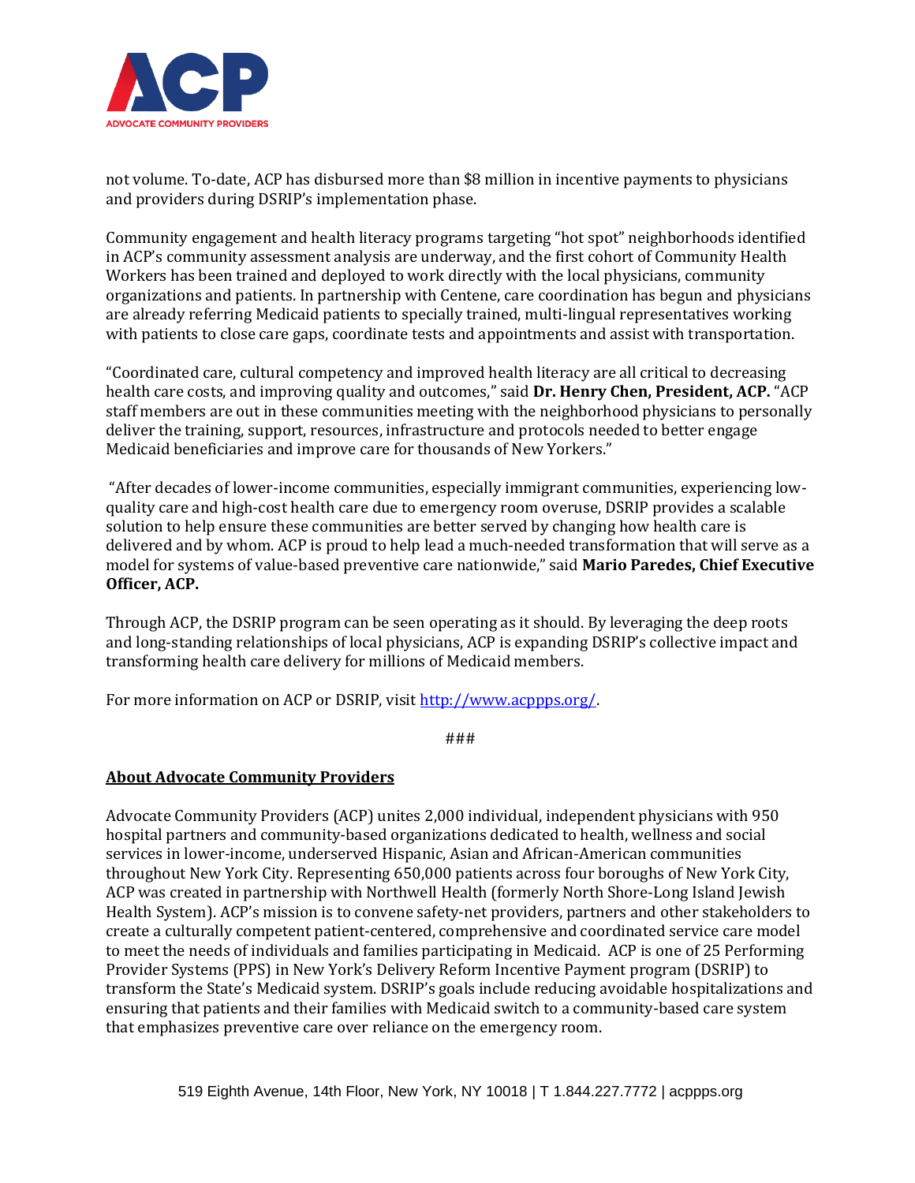not volume. To-date, ACP has disbursed more than $8 million in incentive payments to physicians and providers during DSRIP's implementation phase.

Community engagement and health literacy programs targeting "hot spot" neighborhoods identified in ACP's community assessment analysis are underway, and the first cohort of Community Health Workers has been trained and deployed to work directly with the local physicians, community organizations and patients. In partnership with Centene, care coordination has begun and physicians are already referring Medicaid patients to specially trained, multi-lingual representatives working with patients to close care gaps, coordinate tests and appointments and assist with transportation.

"Coordinated care, cultural competency and improved health literacy are all critical to decreasing health care costs, and improving quality and outcomes," said **Dr. Henry Chen, President, ACP.** "ACP staff members are out in these communities meeting with the neighborhood physicians to personally deliver the training, support, resources, infrastructure and protocols needed to better engage Medicaid beneficiaries and improve care for thousands of New Yorkers."

"After decades of lower-income communities, especially immigrant communities, experiencing low-quality care and high-cost health care due to emergency room overuse, DSRIP provides a scalable solution to help ensure these communities are better served by changing how health care is delivered and by whom. ACP is proud to help lead a much-needed transformation that will serve as a model for systems of value-based preventive care nationwide," said **Mario Paredes, Chief Executive Officer, ACP.**

Through ACP, the DSRIP program can be seen operating as it should. By leveraging the deep roots and long-standing relationships of local physicians, ACP is expanding DSRIP's collective impact and transforming health care delivery for millions of Medicaid members.

For more information on ACP or DSRIP, visit [http://www.acppps.org/](http://www.acppps.org/).

###

**About Advocate Community Providers**

Advocate Community Providers (ACP) unites 2,000 individual, independent physicians with 950 hospital partners and community-based organizations dedicated to health, wellness and social services in lower-income, underserved Hispanic, Asian and African-American communities throughout New York City. Representing 650,000 patients across four boroughs of New York City, ACP was created in partnership with Northwell Health (formerly North Shore-Long Island Jewish Health System). ACP's mission is to convene safety-net providers, partners and other stakeholders to create a culturally competent patient-centered, comprehensive and coordinated service care model to meet the needs of individuals and families participating in Medicaid. ACP is one of 25 Performing Provider Systems (PPS) in New York's Delivery Reform Incentive Payment program (DSRIP) to transform the State's Medicaid system. DSRIP's goals include reducing avoidable hospitalizations and ensuring that patients and their families with Medicaid switch to a community-based care system that emphasizes preventive care over reliance on the emergency room.